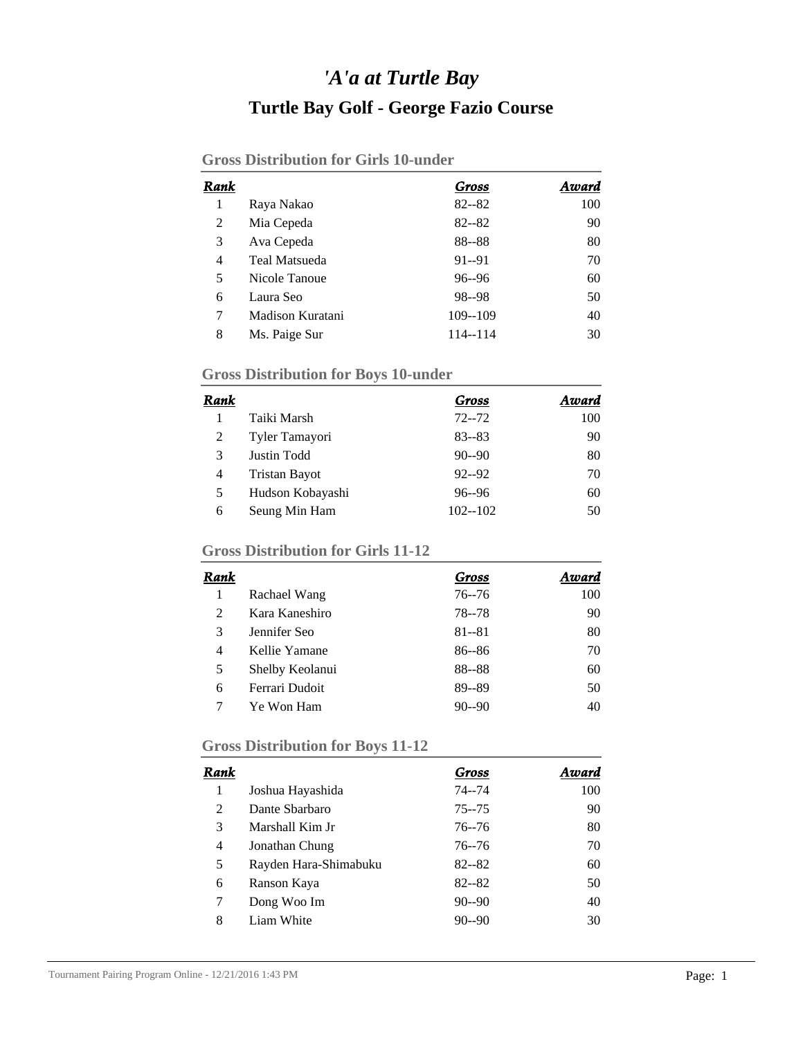# *'A'a at Turtle Bay*

## Turtle Bay Golf - George Fazio Course

### Gross Distribution for Girls 10-under

| *Rank* | | *Gross* | *Award* |
|---|---|---|---|
| 1 | Raya Nakao | 82--82 | 100 |
| 2 | Mia Cepeda | 82--82 | 90 |
| 3 | Ava Cepeda | 88--88 | 80 |
| 4 | Teal Matsueda | 91--91 | 70 |
| 5 | Nicole Tanoue | 96--96 | 60 |
| 6 | Laura Seo | 98--98 | 50 |
| 7 | Madison Kuratani | 109--109 | 40 |
| 8 | Ms. Paige Sur | 114--114 | 30 |

### Gross Distribution for Boys 10-under

| *Rank* | | *Gross* | *Award* |
|---|---|---|---|
| 1 | Taiki Marsh | 72--72 | 100 |
| 2 | Tyler Tamayori | 83--83 | 90 |
| 3 | Justin Todd | 90--90 | 80 |
| 4 | Tristan Bayot | 92--92 | 70 |
| 5 | Hudson Kobayashi | 96--96 | 60 |
| 6 | Seung Min Ham | 102--102 | 50 |

### Gross Distribution for Girls 11-12

| *Rank* | | *Gross* | *Award* |
|---|---|---|---|
| 1 | Rachael Wang | 76--76 | 100 |
| 2 | Kara Kaneshiro | 78--78 | 90 |
| 3 | Jennifer Seo | 81--81 | 80 |
| 4 | Kellie Yamane | 86--86 | 70 |
| 5 | Shelby Keolanui | 88--88 | 60 |
| 6 | Ferrari Dudoit | 89--89 | 50 |
| 7 | Ye Won Ham | 90--90 | 40 |

### Gross Distribution for Boys 11-12

| *Rank* | | *Gross* | *Award* |
|---|---|---|---|
| 1 | Joshua Hayashida | 74--74 | 100 |
| 2 | Dante Sbarbaro | 75--75 | 90 |
| 3 | Marshall Kim Jr | 76--76 | 80 |
| 4 | Jonathan Chung | 76--76 | 70 |
| 5 | Rayden Hara-Shimabuku | 82--82 | 60 |
| 6 | Ranson Kaya | 82--82 | 50 |
| 7 | Dong Woo Im | 90--90 | 40 |
| 8 | Liam White | 90--90 | 30 |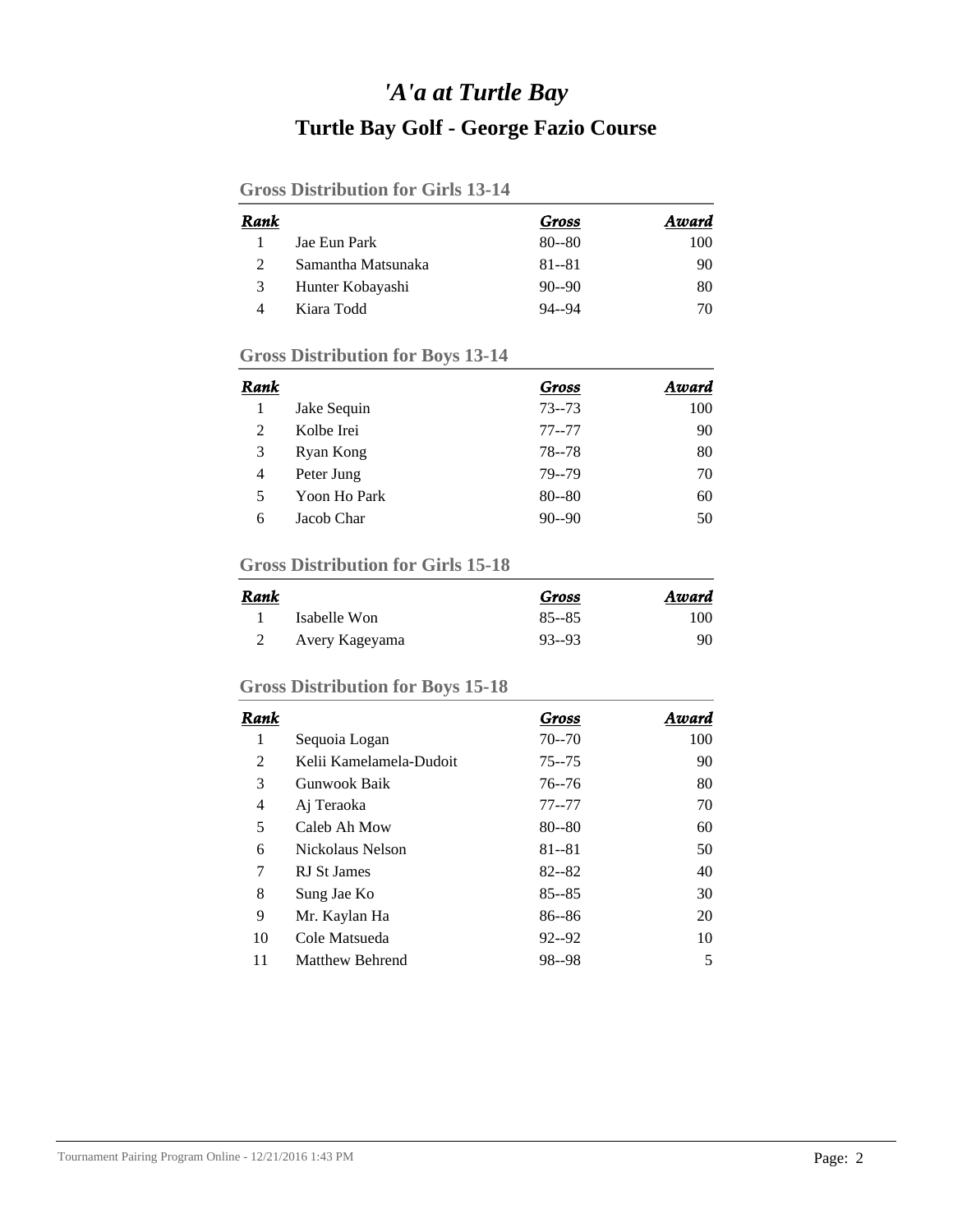# *'A'a at Turtle Bay*

## Turtle Bay Golf - George Fazio Course

### Gross Distribution for Girls 13-14

| Rank | | Gross | Award |
|---|---|---|---|
| 1 | Jae Eun Park | 80--80 | 100 |
| 2 | Samantha Matsunaka | 81--81 | 90 |
| 3 | Hunter Kobayashi | 90--90 | 80 |
| 4 | Kiara Todd | 94--94 | 70 |

### Gross Distribution for Boys 13-14

| Rank | | Gross | Award |
|---|---|---|---|
| 1 | Jake Sequin | 73--73 | 100 |
| 2 | Kolbe Irei | 77--77 | 90 |
| 3 | Ryan Kong | 78--78 | 80 |
| 4 | Peter Jung | 79--79 | 70 |
| 5 | Yoon Ho Park | 80--80 | 60 |
| 6 | Jacob Char | 90--90 | 50 |

### Gross Distribution for Girls 15-18

| Rank | | Gross | Award |
|---|---|---|---|
| 1 | Isabelle Won | 85--85 | 100 |
| 2 | Avery Kageyama | 93--93 | 90 |

### Gross Distribution for Boys 15-18

| Rank | | Gross | Award |
|---|---|---|---|
| 1 | Sequoia Logan | 70--70 | 100 |
| 2 | Kelii Kamelamela-Dudoit | 75--75 | 90 |
| 3 | Gunwook Baik | 76--76 | 80 |
| 4 | Aj Teraoka | 77--77 | 70 |
| 5 | Caleb Ah Mow | 80--80 | 60 |
| 6 | Nickolaus Nelson | 81--81 | 50 |
| 7 | RJ St James | 82--82 | 40 |
| 8 | Sung Jae Ko | 85--85 | 30 |
| 9 | Mr. Kaylan Ha | 86--86 | 20 |
| 10 | Cole Matsueda | 92--92 | 10 |
| 11 | Matthew Behrend | 98--98 | 5 |